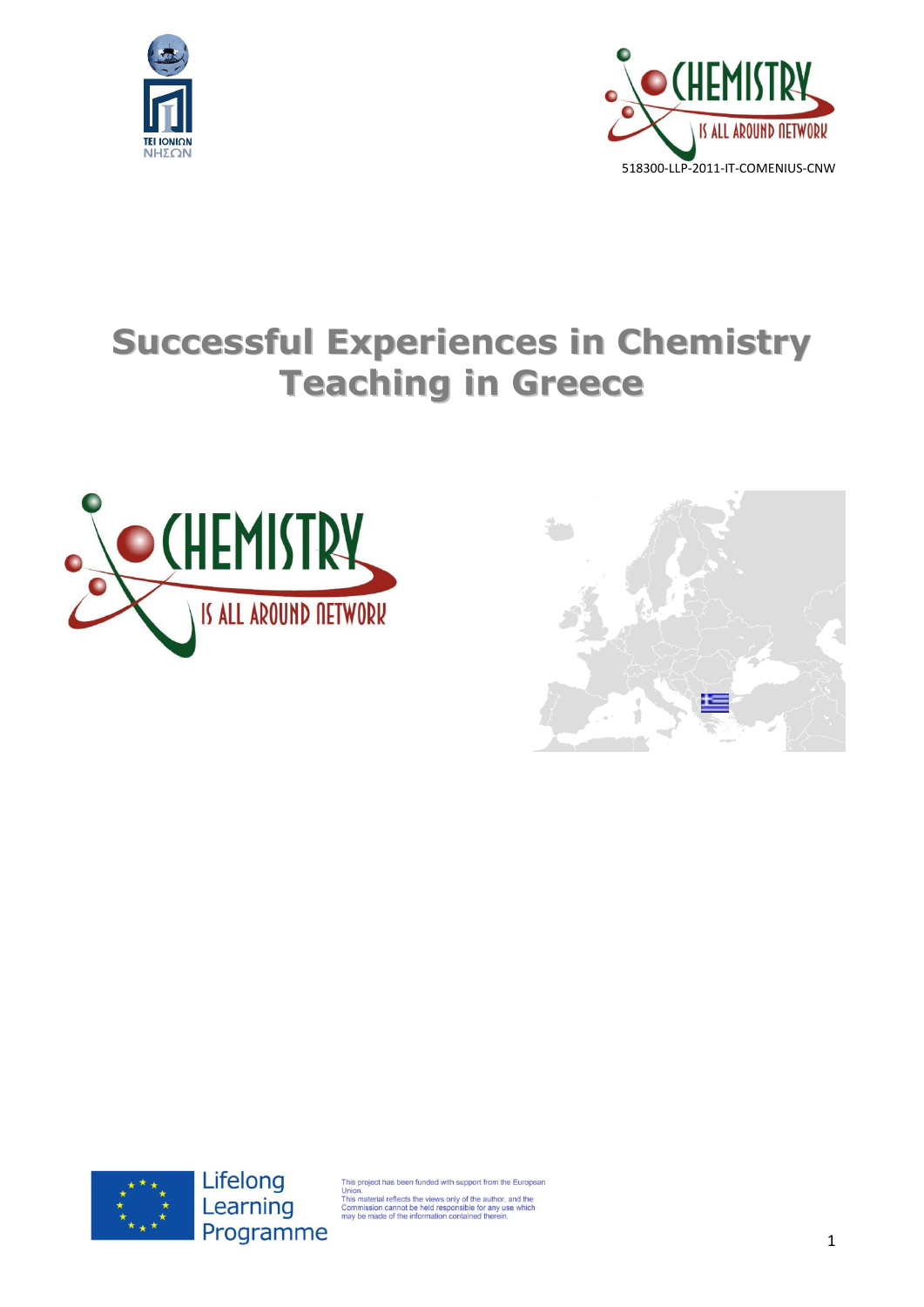518300-LLP-2011-IT-COMENIUS-CNW

# Successful Experiences in Chemistry Teaching in Greece

This project has been funded with support from the European Union.
This material reflects the views only of the author, and the Commission cannot be held responsible for any use which may be made of the information contained therein.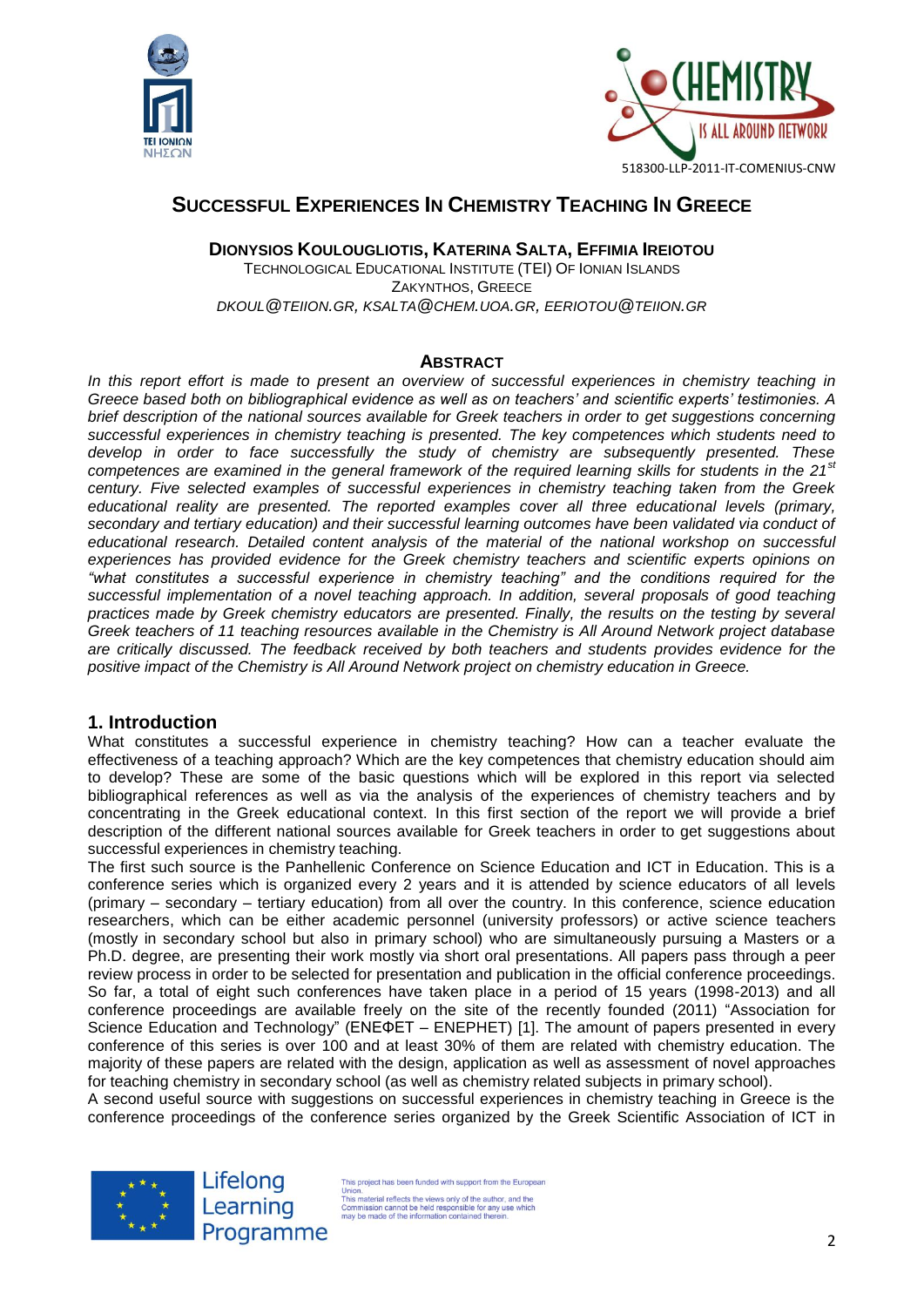## Successful Experiences In Chemistry Teaching In Greece

**Dionysios Koulougliotis, Katerina Salta, Effimia Ireiotou**

Technological Educational Institute (TEI) Of Ionian Islands
Zakynthos, Greece
*dkoul@teiion.gr, ksalta@chem.uoa.gr, eeriotou@teiion.gr*

### Abstract

*In this report effort is made to present an overview of successful experiences in chemistry teaching in Greece based both on bibliographical evidence as well as on teachers' and scientific experts' testimonies. A brief description of the national sources available for Greek teachers in order to get suggestions concerning successful experiences in chemistry teaching is presented. The key competences which students need to develop in order to face successfully the study of chemistry are subsequently presented. These competences are examined in the general framework of the required learning skills for students in the 21st century. Five selected examples of successful experiences in chemistry teaching taken from the Greek educational reality are presented. The reported examples cover all three educational levels (primary, secondary and tertiary education) and their successful learning outcomes have been validated via conduct of educational research. Detailed content analysis of the material of the national workshop on successful experiences has provided evidence for the Greek chemistry teachers and scientific experts opinions on "what constitutes a successful experience in chemistry teaching" and the conditions required for the successful implementation of a novel teaching approach. In addition, several proposals of good teaching practices made by Greek chemistry educators are presented. Finally, the results on the testing by several Greek teachers of 11 teaching resources available in the Chemistry is All Around Network project database are critically discussed. The feedback received by both teachers and students provides evidence for the positive impact of the Chemistry is All Around Network project on chemistry education in Greece.*

## 1. Introduction

What constitutes a successful experience in chemistry teaching? How can a teacher evaluate the effectiveness of a teaching approach? Which are the key competences that chemistry education should aim to develop? These are some of the basic questions which will be explored in this report via selected bibliographical references as well as via the analysis of the experiences of chemistry teachers and by concentrating in the Greek educational context. In this first section of the report we will provide a brief description of the different national sources available for Greek teachers in order to get suggestions about successful experiences in chemistry teaching.

The first such source is the Panhellenic Conference on Science Education and ICT in Education. This is a conference series which is organized every 2 years and it is attended by science educators of all levels (primary – secondary – tertiary education) from all over the country. In this conference, science education researchers, which can be either academic personnel (university professors) or active science teachers (mostly in secondary school but also in primary school) who are simultaneously pursuing a Masters or a Ph.D. degree, are presenting their work mostly via short oral presentations. All papers pass through a peer review process in order to be selected for presentation and publication in the official conference proceedings. So far, a total of eight such conferences have taken place in a period of 15 years (1998-2013) and all conference proceedings are available freely on the site of the recently founded (2011) "Association for Science Education and Technology" (ΕΝΕΦΕΤ – ENEPHET) [1]. The amount of papers presented in every conference of this series is over 100 and at least 30% of them are related with chemistry education. The majority of these papers are related with the design, application as well as assessment of novel approaches for teaching chemistry in secondary school (as well as chemistry related subjects in primary school).

A second useful source with suggestions on successful experiences in chemistry teaching in Greece is the conference proceedings of the conference series organized by the Greek Scientific Association of ICT in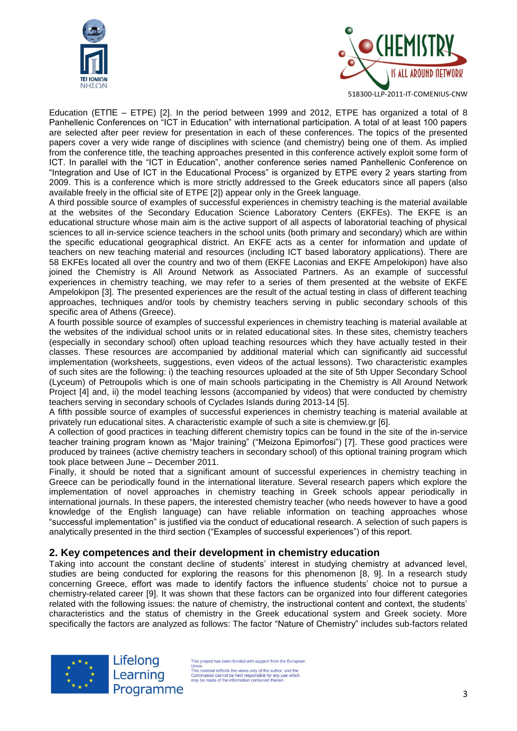Education (ΕΤΠΕ – ETPE) [2]. In the period between 1999 and 2012, ETPE has organized a total of 8 Panhellenic Conferences on "ICT in Education" with international participation. A total of at least 100 papers are selected after peer review for presentation in each of these conferences. The topics of the presented papers cover a very wide range of disciplines with science (and chemistry) being one of them. As implied from the conference title, the teaching approaches presented in this conference actively exploit some form of ICT. In parallel with the "ICT in Education", another conference series named Panhellenic Conference on "Integration and Use of ICT in the Educational Process" is organized by ETPE every 2 years starting from 2009. This is a conference which is more strictly addressed to the Greek educators since all papers (also available freely in the official site of ETPE [2]) appear only in the Greek language.

A third possible source of examples of successful experiences in chemistry teaching is the material available at the websites of the Secondary Education Science Laboratory Centers (EKFEs). The EKFE is an educational structure whose main aim is the active support of all aspects of laboratorial teaching of physical sciences to all in-service science teachers in the school units (both primary and secondary) which are within the specific educational geographical district. An EKFE acts as a center for information and update of teachers on new teaching material and resources (including ICT based laboratory applications). There are 58 EKFEs located all over the country and two of them (EKFE Laconias and EKFE Ampelokipon) have also joined the Chemistry is All Around Network as Associated Partners. As an example of successful experiences in chemistry teaching, we may refer to a series of them presented at the website of EKFE Ampelokipon [3]. The presented experiences are the result of the actual testing in class of different teaching approaches, techniques and/or tools by chemistry teachers serving in public secondary schools of this specific area of Athens (Greece).

A fourth possible source of examples of successful experiences in chemistry teaching is material available at the websites of the individual school units or in related educational sites. In these sites, chemistry teachers (especially in secondary school) often upload teaching resources which they have actually tested in their classes. These resources are accompanied by additional material which can significantly aid successful implementation (worksheets, suggestions, even videos of the actual lessons). Two characteristic examples of such sites are the following: i) the teaching resources uploaded at the site of 5th Upper Secondary School (Lyceum) of Petroupolis which is one of main schools participating in the Chemistry is All Around Network Project [4] and, ii) the model teaching lessons (accompanied by videos) that were conducted by chemistry teachers serving in secondary schools of Cyclades Islands during 2013-14 [5].

A fifth possible source of examples of successful experiences in chemistry teaching is material available at privately run educational sites. A characteristic example of such a site is chemview.gr [6].

A collection of good practices in teaching different chemistry topics can be found in the site of the in-service teacher training program known as "Major training" ("Meizona Epimorfosi") [7]. These good practices were produced by trainees (active chemistry teachers in secondary school) of this optional training program which took place between June – December 2011.

Finally, it should be noted that a significant amount of successful experiences in chemistry teaching in Greece can be periodically found in the international literature. Several research papers which explore the implementation of novel approaches in chemistry teaching in Greek schools appear periodically in international journals. In these papers, the interested chemistry teacher (who needs however to have a good knowledge of the English language) can have reliable information on teaching approaches whose "successful implementation" is justified via the conduct of educational research. A selection of such papers is analytically presented in the third section ("Examples of successful experiences") of this report.

## 2. Key competences and their development in chemistry education

Taking into account the constant decline of students' interest in studying chemistry at advanced level, studies are being conducted for exploring the reasons for this phenomenon [8, 9]. In a research study concerning Greece, effort was made to identify factors the influence students' choice not to pursue a chemistry-related career [9]. It was shown that these factors can be organized into four different categories related with the following issues: the nature of chemistry, the instructional content and context, the students' characteristics and the status of chemistry in the Greek educational system and Greek society. More specifically the factors are analyzed as follows: The factor "Nature of Chemistry" includes sub-factors related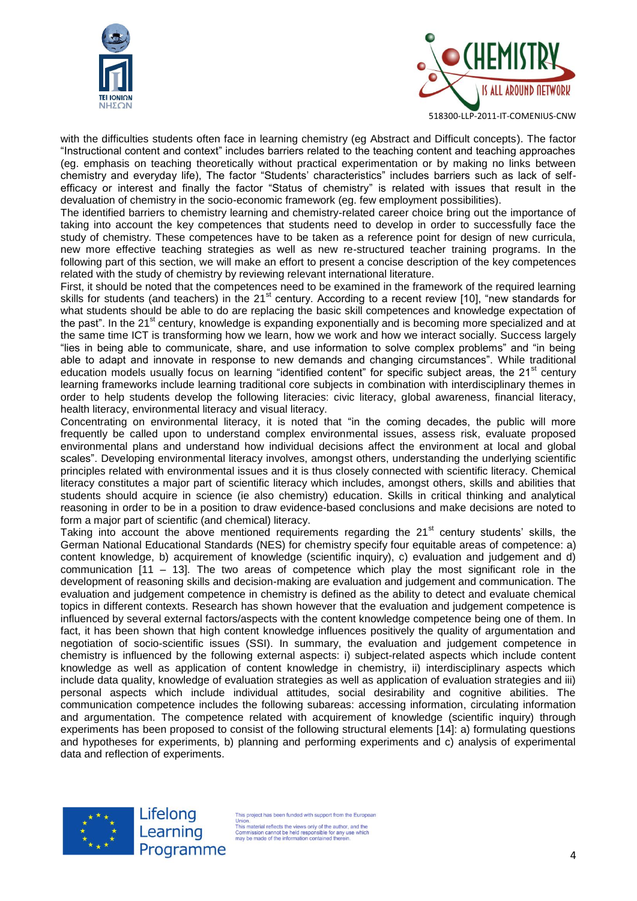with the difficulties students often face in learning chemistry (eg Abstract and Difficult concepts). The factor "Instructional content and context" includes barriers related to the teaching content and teaching approaches (eg. emphasis on teaching theoretically without practical experimentation or by making no links between chemistry and everyday life), The factor "Students' characteristics" includes barriers such as lack of self-efficacy or interest and finally the factor "Status of chemistry" is related with issues that result in the devaluation of chemistry in the socio-economic framework (eg. few employment possibilities).

The identified barriers to chemistry learning and chemistry-related career choice bring out the importance of taking into account the key competences that students need to develop in order to successfully face the study of chemistry. These competences have to be taken as a reference point for design of new curricula, new more effective teaching strategies as well as new re-structured teacher training programs. In the following part of this section, we will make an effort to present a concise description of the key competences related with the study of chemistry by reviewing relevant international literature.

First, it should be noted that the competences need to be examined in the framework of the required learning skills for students (and teachers) in the 21st century. According to a recent review [10], "new standards for what students should be able to do are replacing the basic skill competences and knowledge expectation of the past". In the 21st century, knowledge is expanding exponentially and is becoming more specialized and at the same time ICT is transforming how we learn, how we work and how we interact socially. Success largely "lies in being able to communicate, share, and use information to solve complex problems" and "in being able to adapt and innovate in response to new demands and changing circumstances". While traditional education models usually focus on learning "identified content" for specific subject areas, the 21st century learning frameworks include learning traditional core subjects in combination with interdisciplinary themes in order to help students develop the following literacies: civic literacy, global awareness, financial literacy, health literacy, environmental literacy and visual literacy.

Concentrating on environmental literacy, it is noted that "in the coming decades, the public will more frequently be called upon to understand complex environmental issues, assess risk, evaluate proposed environmental plans and understand how individual decisions affect the environment at local and global scales". Developing environmental literacy involves, amongst others, understanding the underlying scientific principles related with environmental issues and it is thus closely connected with scientific literacy. Chemical literacy constitutes a major part of scientific literacy which includes, amongst others, skills and abilities that students should acquire in science (ie also chemistry) education. Skills in critical thinking and analytical reasoning in order to be in a position to draw evidence-based conclusions and make decisions are noted to form a major part of scientific (and chemical) literacy.

Taking into account the above mentioned requirements regarding the 21st century students' skills, the German National Educational Standards (NES) for chemistry specify four equitable areas of competence: a) content knowledge, b) acquirement of knowledge (scientific inquiry), c) evaluation and judgement and d) communication [11 – 13]. The two areas of competence which play the most significant role in the development of reasoning skills and decision-making are evaluation and judgement and communication. The evaluation and judgement competence in chemistry is defined as the ability to detect and evaluate chemical topics in different contexts. Research has shown however that the evaluation and judgement competence is influenced by several external factors/aspects with the content knowledge competence being one of them. In fact, it has been shown that high content knowledge influences positively the quality of argumentation and negotiation of socio-scientific issues (SSI). In summary, the evaluation and judgement competence in chemistry is influenced by the following external aspects: i) subject-related aspects which include content knowledge as well as application of content knowledge in chemistry, ii) interdisciplinary aspects which include data quality, knowledge of evaluation strategies as well as application of evaluation strategies and iii) personal aspects which include individual attitudes, social desirability and cognitive abilities. The communication competence includes the following subareas: accessing information, circulating information and argumentation. The competence related with acquirement of knowledge (scientific inquiry) through experiments has been proposed to consist of the following structural elements [14]: a) formulating questions and hypotheses for experiments, b) planning and performing experiments and c) analysis of experimental data and reflection of experiments.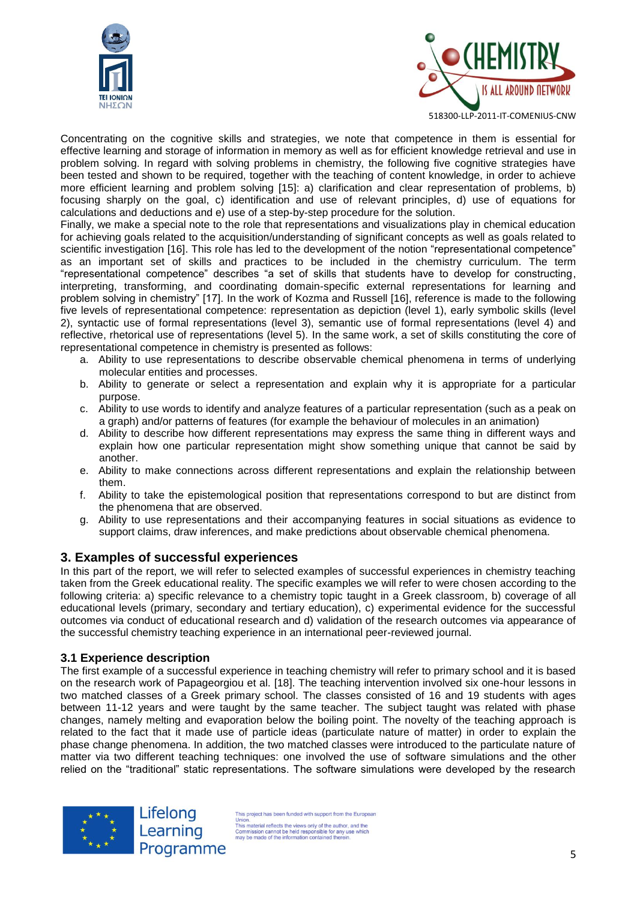Concentrating on the cognitive skills and strategies, we note that competence in them is essential for effective learning and storage of information in memory as well as for efficient knowledge retrieval and use in problem solving. In regard with solving problems in chemistry, the following five cognitive strategies have been tested and shown to be required, together with the teaching of content knowledge, in order to achieve more efficient learning and problem solving [15]: a) clarification and clear representation of problems, b) focusing sharply on the goal, c) identification and use of relevant principles, d) use of equations for calculations and deductions and e) use of a step-by-step procedure for the solution.

Finally, we make a special note to the role that representations and visualizations play in chemical education for achieving goals related to the acquisition/understanding of significant concepts as well as goals related to scientific investigation [16]. This role has led to the development of the notion "representational competence" as an important set of skills and practices to be included in the chemistry curriculum. The term "representational competence" describes "a set of skills that students have to develop for constructing, interpreting, transforming, and coordinating domain-specific external representations for learning and problem solving in chemistry" [17]. In the work of Kozma and Russell [16], reference is made to the following five levels of representational competence: representation as depiction (level 1), early symbolic skills (level 2), syntactic use of formal representations (level 3), semantic use of formal representations (level 4) and reflective, rhetorical use of representations (level 5). In the same work, a set of skills constituting the core of representational competence in chemistry is presented as follows:

a. Ability to use representations to describe observable chemical phenomena in terms of underlying molecular entities and processes.
b. Ability to generate or select a representation and explain why it is appropriate for a particular purpose.
c. Ability to use words to identify and analyze features of a particular representation (such as a peak on a graph) and/or patterns of features (for example the behaviour of molecules in an animation)
d. Ability to describe how different representations may express the same thing in different ways and explain how one particular representation might show something unique that cannot be said by another.
e. Ability to make connections across different representations and explain the relationship between them.
f. Ability to take the epistemological position that representations correspond to but are distinct from the phenomena that are observed.
g. Ability to use representations and their accompanying features in social situations as evidence to support claims, draw inferences, and make predictions about observable chemical phenomena.

## 3. Examples of successful experiences

In this part of the report, we will refer to selected examples of successful experiences in chemistry teaching taken from the Greek educational reality. The specific examples we will refer to were chosen according to the following criteria: a) specific relevance to a chemistry topic taught in a Greek classroom, b) coverage of all educational levels (primary, secondary and tertiary education), c) experimental evidence for the successful outcomes via conduct of educational research and d) validation of the research outcomes via appearance of the successful chemistry teaching experience in an international peer-reviewed journal.

### 3.1 Experience description

The first example of a successful experience in teaching chemistry will refer to primary school and it is based on the research work of Papageorgiou et al. [18]. The teaching intervention involved six one-hour lessons in two matched classes of a Greek primary school. The classes consisted of 16 and 19 students with ages between 11-12 years and were taught by the same teacher. The subject taught was related with phase changes, namely melting and evaporation below the boiling point. The novelty of the teaching approach is related to the fact that it made use of particle ideas (particulate nature of matter) in order to explain the phase change phenomena. In addition, the two matched classes were introduced to the particulate nature of matter via two different teaching techniques: one involved the use of software simulations and the other relied on the "traditional" static representations. The software simulations were developed by the research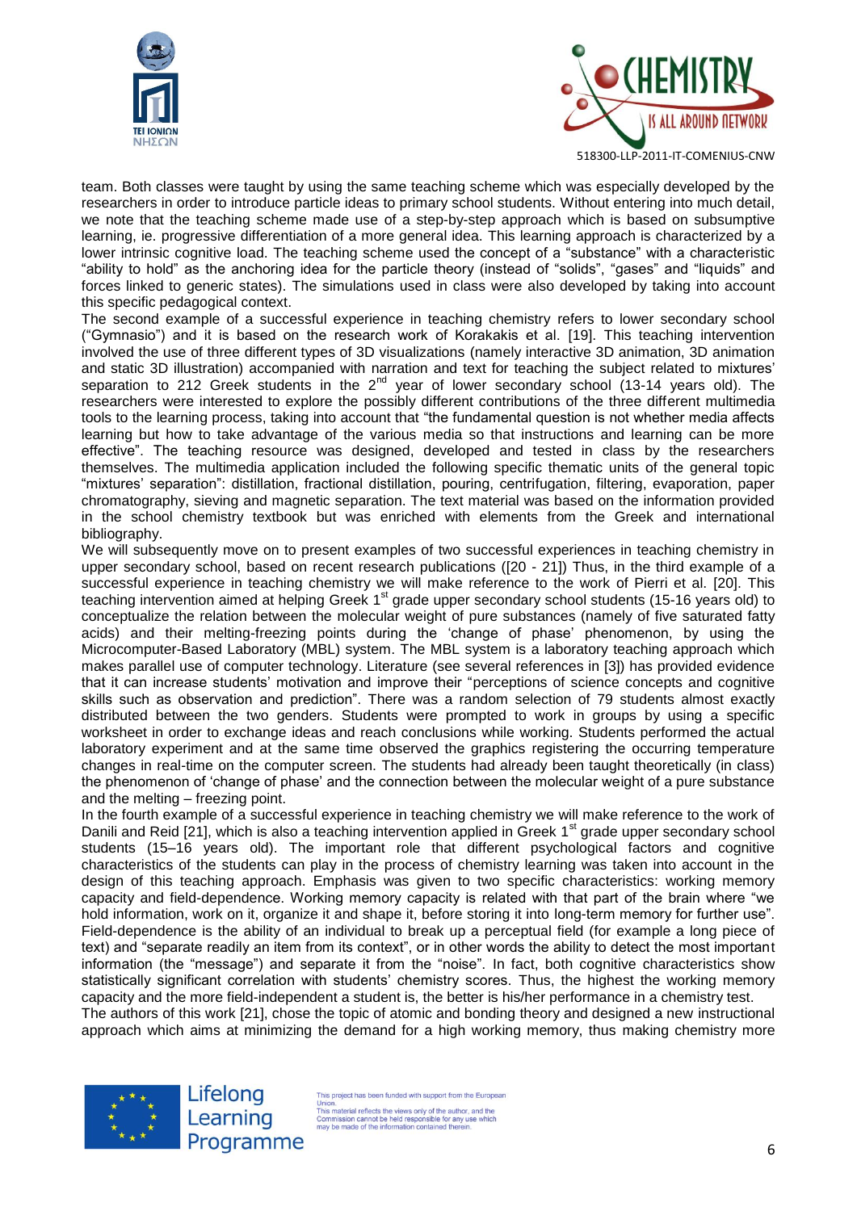team. Both classes were taught by using the same teaching scheme which was especially developed by the researchers in order to introduce particle ideas to primary school students. Without entering into much detail, we note that the teaching scheme made use of a step-by-step approach which is based on subsumptive learning, ie. progressive differentiation of a more general idea. This learning approach is characterized by a lower intrinsic cognitive load. The teaching scheme used the concept of a "substance" with a characteristic "ability to hold" as the anchoring idea for the particle theory (instead of "solids", "gases" and "liquids" and forces linked to generic states). The simulations used in class were also developed by taking into account this specific pedagogical context.

The second example of a successful experience in teaching chemistry refers to lower secondary school ("Gymnasio") and it is based on the research work of Korakakis et al. [19]. This teaching intervention involved the use of three different types of 3D visualizations (namely interactive 3D animation, 3D animation and static 3D illustration) accompanied with narration and text for teaching the subject related to mixtures' separation to 212 Greek students in the 2nd year of lower secondary school (13-14 years old). The researchers were interested to explore the possibly different contributions of the three different multimedia tools to the learning process, taking into account that "the fundamental question is not whether media affects learning but how to take advantage of the various media so that instructions and learning can be more effective". The teaching resource was designed, developed and tested in class by the researchers themselves. The multimedia application included the following specific thematic units of the general topic "mixtures' separation": distillation, fractional distillation, pouring, centrifugation, filtering, evaporation, paper chromatography, sieving and magnetic separation. The text material was based on the information provided in the school chemistry textbook but was enriched with elements from the Greek and international bibliography.

We will subsequently move on to present examples of two successful experiences in teaching chemistry in upper secondary school, based on recent research publications ([20 - 21]) Thus, in the third example of a successful experience in teaching chemistry we will make reference to the work of Pierri et al. [20]. This teaching intervention aimed at helping Greek 1st grade upper secondary school students (15-16 years old) to conceptualize the relation between the molecular weight of pure substances (namely of five saturated fatty acids) and their melting-freezing points during the 'change of phase' phenomenon, by using the Microcomputer-Based Laboratory (MBL) system. The MBL system is a laboratory teaching approach which makes parallel use of computer technology. Literature (see several references in [3]) has provided evidence that it can increase students' motivation and improve their "perceptions of science concepts and cognitive skills such as observation and prediction". There was a random selection of 79 students almost exactly distributed between the two genders. Students were prompted to work in groups by using a specific worksheet in order to exchange ideas and reach conclusions while working. Students performed the actual laboratory experiment and at the same time observed the graphics registering the occurring temperature changes in real-time on the computer screen. The students had already been taught theoretically (in class) the phenomenon of 'change of phase' and the connection between the molecular weight of a pure substance and the melting – freezing point.

In the fourth example of a successful experience in teaching chemistry we will make reference to the work of Danili and Reid [21], which is also a teaching intervention applied in Greek 1st grade upper secondary school students (15–16 years old). The important role that different psychological factors and cognitive characteristics of the students can play in the process of chemistry learning was taken into account in the design of this teaching approach. Emphasis was given to two specific characteristics: working memory capacity and field-dependence. Working memory capacity is related with that part of the brain where "we hold information, work on it, organize it and shape it, before storing it into long-term memory for further use". Field-dependence is the ability of an individual to break up a perceptual field (for example a long piece of text) and "separate readily an item from its context", or in other words the ability to detect the most important information (the "message") and separate it from the "noise". In fact, both cognitive characteristics show statistically significant correlation with students' chemistry scores. Thus, the highest the working memory capacity and the more field-independent a student is, the better is his/her performance in a chemistry test.

The authors of this work [21], chose the topic of atomic and bonding theory and designed a new instructional approach which aims at minimizing the demand for a high working memory, thus making chemistry more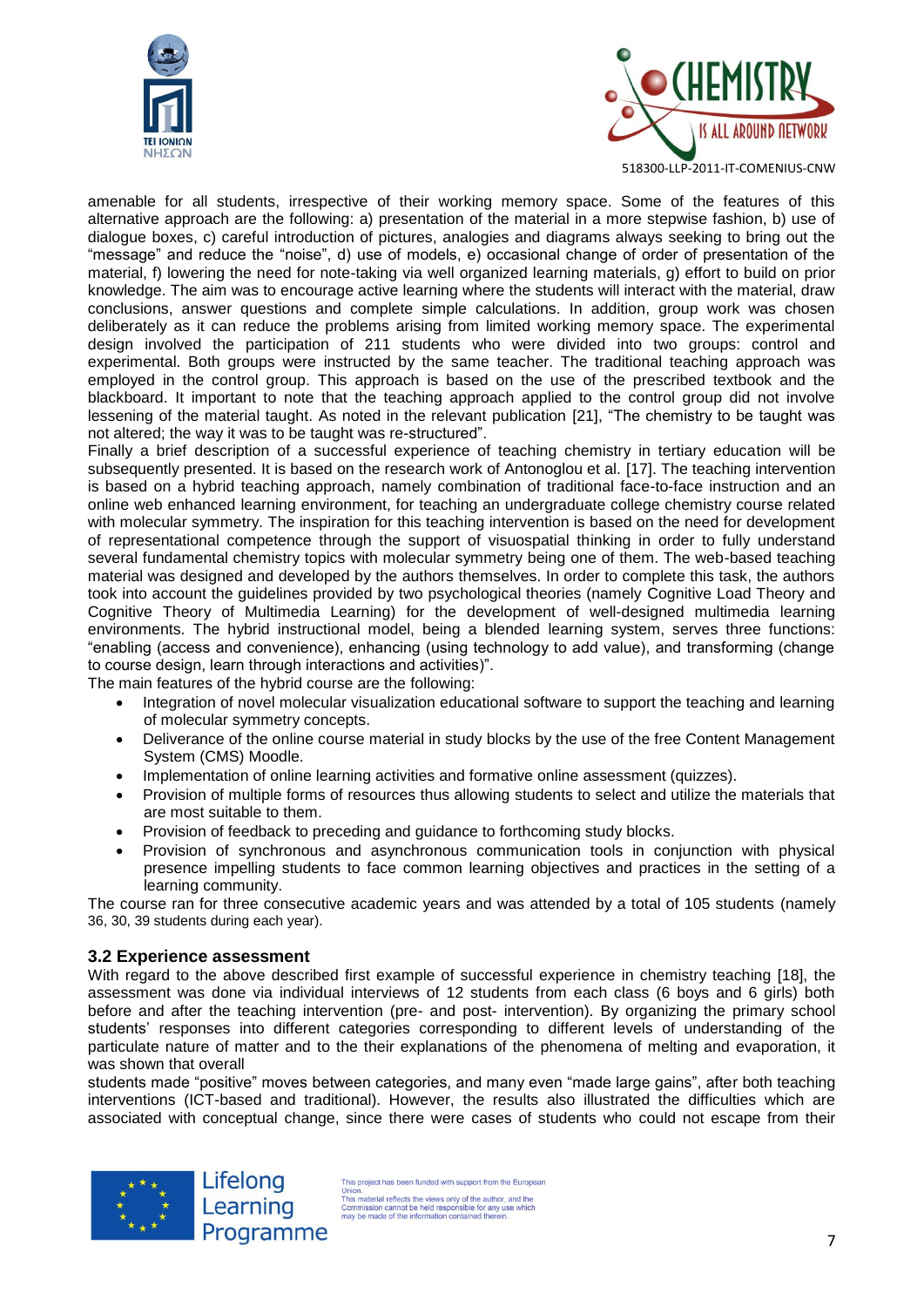amenable for all students, irrespective of their working memory space. Some of the features of this alternative approach are the following: a) presentation of the material in a more stepwise fashion, b) use of dialogue boxes, c) careful introduction of pictures, analogies and diagrams always seeking to bring out the "message" and reduce the "noise", d) use of models, e) occasional change of order of presentation of the material, f) lowering the need for note-taking via well organized learning materials, g) effort to build on prior knowledge. The aim was to encourage active learning where the students will interact with the material, draw conclusions, answer questions and complete simple calculations. In addition, group work was chosen deliberately as it can reduce the problems arising from limited working memory space. The experimental design involved the participation of 211 students who were divided into two groups: control and experimental. Both groups were instructed by the same teacher. The traditional teaching approach was employed in the control group. This approach is based on the use of the prescribed textbook and the blackboard. It important to note that the teaching approach applied to the control group did not involve lessening of the material taught. As noted in the relevant publication [21], "The chemistry to be taught was not altered; the way it was to be taught was re-structured".

Finally a brief description of a successful experience of teaching chemistry in tertiary education will be subsequently presented. It is based on the research work of Antonoglou et al. [17]. The teaching intervention is based on a hybrid teaching approach, namely combination of traditional face-to-face instruction and an online web enhanced learning environment, for teaching an undergraduate college chemistry course related with molecular symmetry. The inspiration for this teaching intervention is based on the need for development of representational competence through the support of visuospatial thinking in order to fully understand several fundamental chemistry topics with molecular symmetry being one of them. The web-based teaching material was designed and developed by the authors themselves. In order to complete this task, the authors took into account the guidelines provided by two psychological theories (namely Cognitive Load Theory and Cognitive Theory of Multimedia Learning) for the development of well-designed multimedia learning environments. The hybrid instructional model, being a blended learning system, serves three functions: "enabling (access and convenience), enhancing (using technology to add value), and transforming (change to course design, learn through interactions and activities)".

The main features of the hybrid course are the following:

- Integration of novel molecular visualization educational software to support the teaching and learning of molecular symmetry concepts.
- Deliverance of the online course material in study blocks by the use of the free Content Management System (CMS) Moodle.
- Implementation of online learning activities and formative online assessment (quizzes).
- Provision of multiple forms of resources thus allowing students to select and utilize the materials that are most suitable to them.
- Provision of feedback to preceding and guidance to forthcoming study blocks.
- Provision of synchronous and asynchronous communication tools in conjunction with physical presence impelling students to face common learning objectives and practices in the setting of a learning community.

The course ran for three consecutive academic years and was attended by a total of 105 students (namely 36, 30, 39 students during each year).

### 3.2 Experience assessment

With regard to the above described first example of successful experience in chemistry teaching [18], the assessment was done via individual interviews of 12 students from each class (6 boys and 6 girls) both before and after the teaching intervention (pre- and post- intervention). By organizing the primary school students' responses into different categories corresponding to different levels of understanding of the particulate nature of matter and to the their explanations of the phenomena of melting and evaporation, it was shown that overall students made "positive" moves between categories, and many even "made large gains", after both teaching interventions (ICT-based and traditional). However, the results also illustrated the difficulties which are associated with conceptual change, since there were cases of students who could not escape from their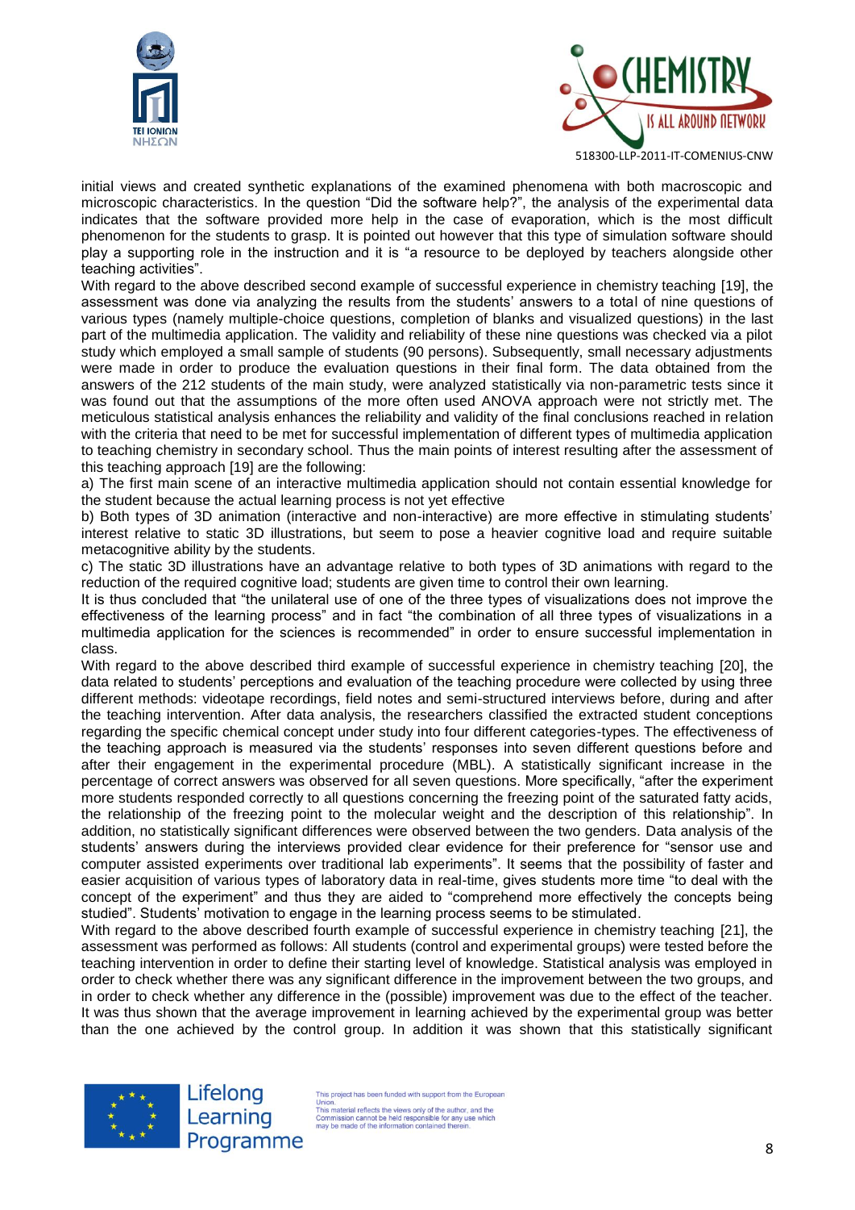initial views and created synthetic explanations of the examined phenomena with both macroscopic and microscopic characteristics. In the question "Did the software help?", the analysis of the experimental data indicates that the software provided more help in the case of evaporation, which is the most difficult phenomenon for the students to grasp. It is pointed out however that this type of simulation software should play a supporting role in the instruction and it is "a resource to be deployed by teachers alongside other teaching activities".

With regard to the above described second example of successful experience in chemistry teaching [19], the assessment was done via analyzing the results from the students' answers to a total of nine questions of various types (namely multiple-choice questions, completion of blanks and visualized questions) in the last part of the multimedia application. The validity and reliability of these nine questions was checked via a pilot study which employed a small sample of students (90 persons). Subsequently, small necessary adjustments were made in order to produce the evaluation questions in their final form. The data obtained from the answers of the 212 students of the main study, were analyzed statistically via non-parametric tests since it was found out that the assumptions of the more often used ANOVA approach were not strictly met. The meticulous statistical analysis enhances the reliability and validity of the final conclusions reached in relation with the criteria that need to be met for successful implementation of different types of multimedia application to teaching chemistry in secondary school. Thus the main points of interest resulting after the assessment of this teaching approach [19] are the following:

a) The first main scene of an interactive multimedia application should not contain essential knowledge for the student because the actual learning process is not yet effective

b) Both types of 3D animation (interactive and non-interactive) are more effective in stimulating students' interest relative to static 3D illustrations, but seem to pose a heavier cognitive load and require suitable metacognitive ability by the students.

c) The static 3D illustrations have an advantage relative to both types of 3D animations with regard to the reduction of the required cognitive load; students are given time to control their own learning.

It is thus concluded that "the unilateral use of one of the three types of visualizations does not improve the effectiveness of the learning process" and in fact "the combination of all three types of visualizations in a multimedia application for the sciences is recommended" in order to ensure successful implementation in class.

With regard to the above described third example of successful experience in chemistry teaching [20], the data related to students' perceptions and evaluation of the teaching procedure were collected by using three different methods: videotape recordings, field notes and semi-structured interviews before, during and after the teaching intervention. After data analysis, the researchers classified the extracted student conceptions regarding the specific chemical concept under study into four different categories-types. The effectiveness of the teaching approach is measured via the students' responses into seven different questions before and after their engagement in the experimental procedure (MBL). A statistically significant increase in the percentage of correct answers was observed for all seven questions. More specifically, "after the experiment more students responded correctly to all questions concerning the freezing point of the saturated fatty acids, the relationship of the freezing point to the molecular weight and the description of this relationship". In addition, no statistically significant differences were observed between the two genders. Data analysis of the students' answers during the interviews provided clear evidence for their preference for "sensor use and computer assisted experiments over traditional lab experiments". It seems that the possibility of faster and easier acquisition of various types of laboratory data in real-time, gives students more time "to deal with the concept of the experiment" and thus they are aided to "comprehend more effectively the concepts being studied". Students' motivation to engage in the learning process seems to be stimulated.

With regard to the above described fourth example of successful experience in chemistry teaching [21], the assessment was performed as follows: All students (control and experimental groups) were tested before the teaching intervention in order to define their starting level of knowledge. Statistical analysis was employed in order to check whether there was any significant difference in the improvement between the two groups, and in order to check whether any difference in the (possible) improvement was due to the effect of the teacher. It was thus shown that the average improvement in learning achieved by the experimental group was better than the one achieved by the control group. In addition it was shown that this statistically significant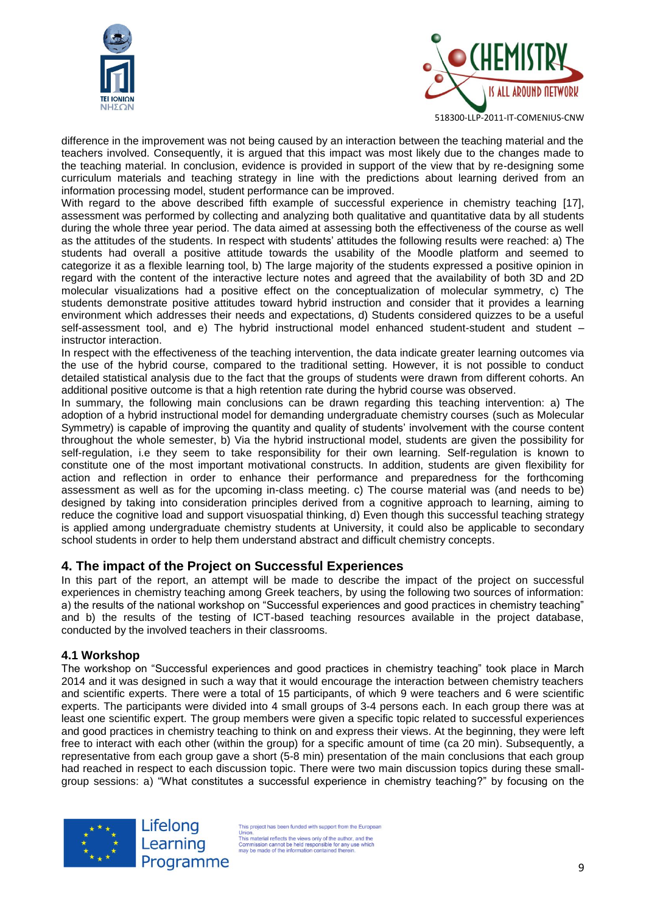difference in the improvement was not being caused by an interaction between the teaching material and the teachers involved. Consequently, it is argued that this impact was most likely due to the changes made to the teaching material. In conclusion, evidence is provided in support of the view that by re-designing some curriculum materials and teaching strategy in line with the predictions about learning derived from an information processing model, student performance can be improved.

With regard to the above described fifth example of successful experience in chemistry teaching [17], assessment was performed by collecting and analyzing both qualitative and quantitative data by all students during the whole three year period. The data aimed at assessing both the effectiveness of the course as well as the attitudes of the students. In respect with students' attitudes the following results were reached: a) The students had overall a positive attitude towards the usability of the Moodle platform and seemed to categorize it as a flexible learning tool, b) The large majority of the students expressed a positive opinion in regard with the content of the interactive lecture notes and agreed that the availability of both 3D and 2D molecular visualizations had a positive effect on the conceptualization of molecular symmetry, c) The students demonstrate positive attitudes toward hybrid instruction and consider that it provides a learning environment which addresses their needs and expectations, d) Students considered quizzes to be a useful self-assessment tool, and e) The hybrid instructional model enhanced student-student and student – instructor interaction.

In respect with the effectiveness of the teaching intervention, the data indicate greater learning outcomes via the use of the hybrid course, compared to the traditional setting. However, it is not possible to conduct detailed statistical analysis due to the fact that the groups of students were drawn from different cohorts. An additional positive outcome is that a high retention rate during the hybrid course was observed.

In summary, the following main conclusions can be drawn regarding this teaching intervention: a) The adoption of a hybrid instructional model for demanding undergraduate chemistry courses (such as Molecular Symmetry) is capable of improving the quantity and quality of students' involvement with the course content throughout the whole semester, b) Via the hybrid instructional model, students are given the possibility for self-regulation, i.e they seem to take responsibility for their own learning. Self-regulation is known to constitute one of the most important motivational constructs. In addition, students are given flexibility for action and reflection in order to enhance their performance and preparedness for the forthcoming assessment as well as for the upcoming in-class meeting. c) The course material was (and needs to be) designed by taking into consideration principles derived from a cognitive approach to learning, aiming to reduce the cognitive load and support visuospatial thinking, d) Even though this successful teaching strategy is applied among undergraduate chemistry students at University, it could also be applicable to secondary school students in order to help them understand abstract and difficult chemistry concepts.

## 4. The impact of the Project on Successful Experiences

In this part of the report, an attempt will be made to describe the impact of the project on successful experiences in chemistry teaching among Greek teachers, by using the following two sources of information: a) the results of the national workshop on "Successful experiences and good practices in chemistry teaching" and b) the results of the testing of ICT-based teaching resources available in the project database, conducted by the involved teachers in their classrooms.

### 4.1 Workshop

The workshop on "Successful experiences and good practices in chemistry teaching" took place in March 2014 and it was designed in such a way that it would encourage the interaction between chemistry teachers and scientific experts. There were a total of 15 participants, of which 9 were teachers and 6 were scientific experts. The participants were divided into 4 small groups of 3-4 persons each. In each group there was at least one scientific expert. The group members were given a specific topic related to successful experiences and good practices in chemistry teaching to think on and express their views. At the beginning, they were left free to interact with each other (within the group) for a specific amount of time (ca 20 min). Subsequently, a representative from each group gave a short (5-8 min) presentation of the main conclusions that each group had reached in respect to each discussion topic. There were two main discussion topics during these small-group sessions: a) "What constitutes a successful experience in chemistry teaching?" by focusing on the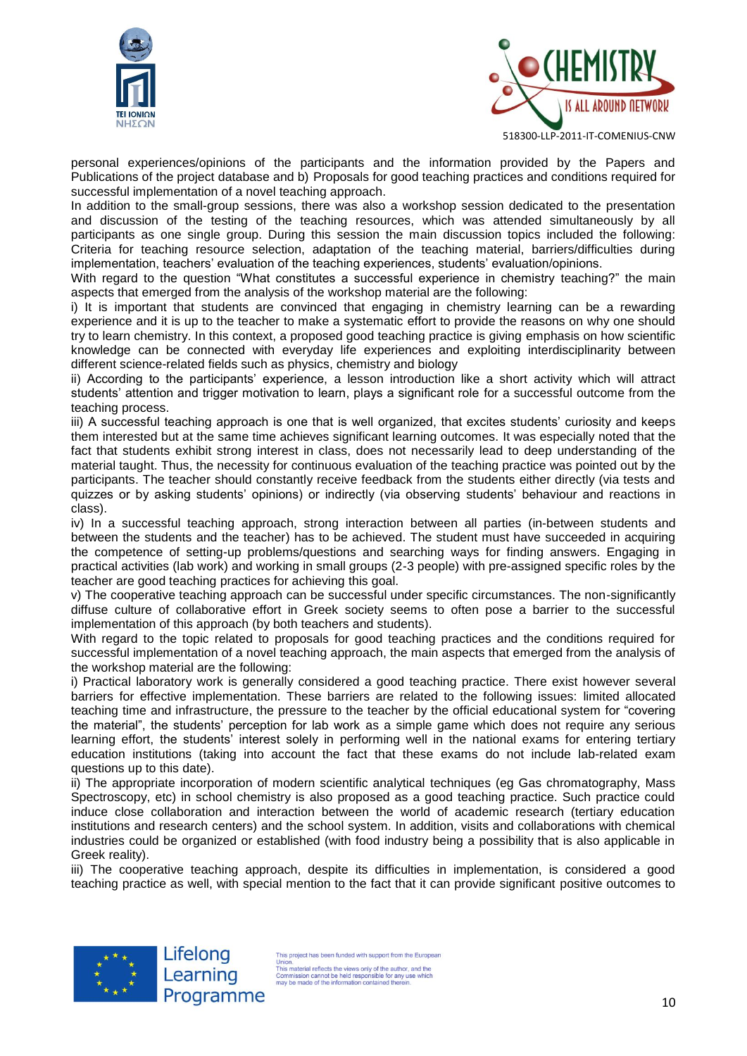personal experiences/opinions of the participants and the information provided by the Papers and Publications of the project database and b) Proposals for good teaching practices and conditions required for successful implementation of a novel teaching approach.

In addition to the small-group sessions, there was also a workshop session dedicated to the presentation and discussion of the testing of the teaching resources, which was attended simultaneously by all participants as one single group. During this session the main discussion topics included the following: Criteria for teaching resource selection, adaptation of the teaching material, barriers/difficulties during implementation, teachers' evaluation of the teaching experiences, students' evaluation/opinions.

With regard to the question "What constitutes a successful experience in chemistry teaching?" the main aspects that emerged from the analysis of the workshop material are the following:

i) It is important that students are convinced that engaging in chemistry learning can be a rewarding experience and it is up to the teacher to make a systematic effort to provide the reasons on why one should try to learn chemistry. In this context, a proposed good teaching practice is giving emphasis on how scientific knowledge can be connected with everyday life experiences and exploiting interdisciplinarity between different science-related fields such as physics, chemistry and biology

ii) According to the participants' experience, a lesson introduction like a short activity which will attract students' attention and trigger motivation to learn, plays a significant role for a successful outcome from the teaching process.

iii) A successful teaching approach is one that is well organized, that excites students' curiosity and keeps them interested but at the same time achieves significant learning outcomes. It was especially noted that the fact that students exhibit strong interest in class, does not necessarily lead to deep understanding of the material taught. Thus, the necessity for continuous evaluation of the teaching practice was pointed out by the participants. The teacher should constantly receive feedback from the students either directly (via tests and quizzes or by asking students' opinions) or indirectly (via observing students' behaviour and reactions in class).

iv) In a successful teaching approach, strong interaction between all parties (in-between students and between the students and the teacher) has to be achieved. The student must have succeeded in acquiring the competence of setting-up problems/questions and searching ways for finding answers. Engaging in practical activities (lab work) and working in small groups (2-3 people) with pre-assigned specific roles by the teacher are good teaching practices for achieving this goal.

v) The cooperative teaching approach can be successful under specific circumstances. The non-significantly diffuse culture of collaborative effort in Greek society seems to often pose a barrier to the successful implementation of this approach (by both teachers and students).

With regard to the topic related to proposals for good teaching practices and the conditions required for successful implementation of a novel teaching approach, the main aspects that emerged from the analysis of the workshop material are the following:

i) Practical laboratory work is generally considered a good teaching practice. There exist however several barriers for effective implementation. These barriers are related to the following issues: limited allocated teaching time and infrastructure, the pressure to the teacher by the official educational system for "covering the material", the students' perception for lab work as a simple game which does not require any serious learning effort, the students' interest solely in performing well in the national exams for entering tertiary education institutions (taking into account the fact that these exams do not include lab-related exam questions up to this date).

ii) The appropriate incorporation of modern scientific analytical techniques (eg Gas chromatography, Mass Spectroscopy, etc) in school chemistry is also proposed as a good teaching practice. Such practice could induce close collaboration and interaction between the world of academic research (tertiary education institutions and research centers) and the school system. In addition, visits and collaborations with chemical industries could be organized or established (with food industry being a possibility that is also applicable in Greek reality).

iii) The cooperative teaching approach, despite its difficulties in implementation, is considered a good teaching practice as well, with special mention to the fact that it can provide significant positive outcomes to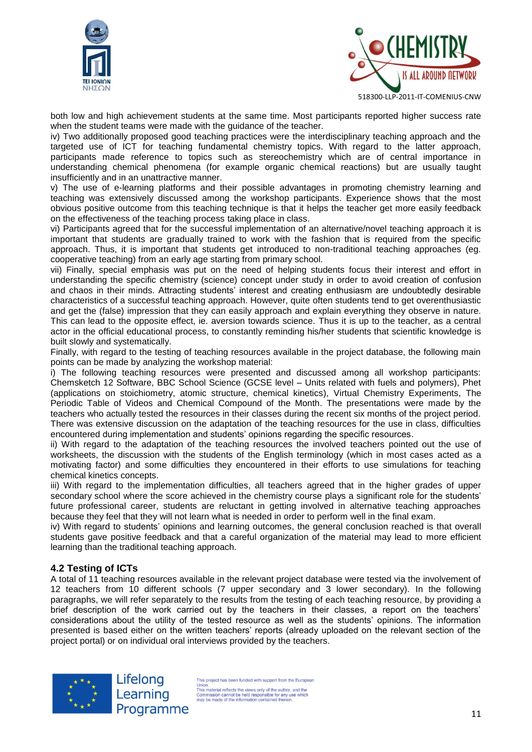both low and high achievement students at the same time. Most participants reported higher success rate when the student teams were made with the guidance of the teacher.

iv) Two additionally proposed good teaching practices were the interdisciplinary teaching approach and the targeted use of ICT for teaching fundamental chemistry topics. With regard to the latter approach, participants made reference to topics such as stereochemistry which are of central importance in understanding chemical phenomena (for example organic chemical reactions) but are usually taught insufficiently and in an unattractive manner.

v) The use of e-learning platforms and their possible advantages in promoting chemistry learning and teaching was extensively discussed among the workshop participants. Experience shows that the most obvious positive outcome from this teaching technique is that it helps the teacher get more easily feedback on the effectiveness of the teaching process taking place in class.

vi) Participants agreed that for the successful implementation of an alternative/novel teaching approach it is important that students are gradually trained to work with the fashion that is required from the specific approach. Thus, it is important that students get introduced to non-traditional teaching approaches (eg. cooperative teaching) from an early age starting from primary school.

vii) Finally, special emphasis was put on the need of helping students focus their interest and effort in understanding the specific chemistry (science) concept under study in order to avoid creation of confusion and chaos in their minds. Attracting students' interest and creating enthusiasm are undoubtedly desirable characteristics of a successful teaching approach. However, quite often students tend to get overenthusiastic and get the (false) impression that they can easily approach and explain everything they observe in nature. This can lead to the opposite effect, ie. aversion towards science. Thus it is up to the teacher, as a central actor in the official educational process, to constantly reminding his/her students that scientific knowledge is built slowly and systematically.

Finally, with regard to the testing of teaching resources available in the project database, the following main points can be made by analyzing the workshop material:

i) The following teaching resources were presented and discussed among all workshop participants: Chemsketch 12 Software, BBC School Science (GCSE level – Units related with fuels and polymers), Phet (applications on stoichiometry, atomic structure, chemical kinetics), Virtual Chemistry Experiments, The Periodic Table of Videos and Chemical Compound of the Month. The presentations were made by the teachers who actually tested the resources in their classes during the recent six months of the project period. There was extensive discussion on the adaptation of the teaching resources for the use in class, difficulties encountered during implementation and students' opinions regarding the specific resources.

ii) With regard to the adaptation of the teaching resources the involved teachers pointed out the use of worksheets, the discussion with the students of the English terminology (which in most cases acted as a motivating factor) and some difficulties they encountered in their efforts to use simulations for teaching chemical kinetics concepts.

iii) With regard to the implementation difficulties, all teachers agreed that in the higher grades of upper secondary school where the score achieved in the chemistry course plays a significant role for the students' future professional career, students are reluctant in getting involved in alternative teaching approaches because they feel that they will not learn what is needed in order to perform well in the final exam.

iv) With regard to students' opinions and learning outcomes, the general conclusion reached is that overall students gave positive feedback and that a careful organization of the material may lead to more efficient learning than the traditional teaching approach.

## 4.2 Testing of ICTs

A total of 11 teaching resources available in the relevant project database were tested via the involvement of 12 teachers from 10 different schools (7 upper secondary and 3 lower secondary). In the following paragraphs, we will refer separately to the results from the testing of each teaching resource, by providing a brief description of the work carried out by the teachers in their classes, a report on the teachers' considerations about the utility of the tested resource as well as the students' opinions. The information presented is based either on the written teachers' reports (already uploaded on the relevant section of the project portal) or on individual oral interviews provided by the teachers.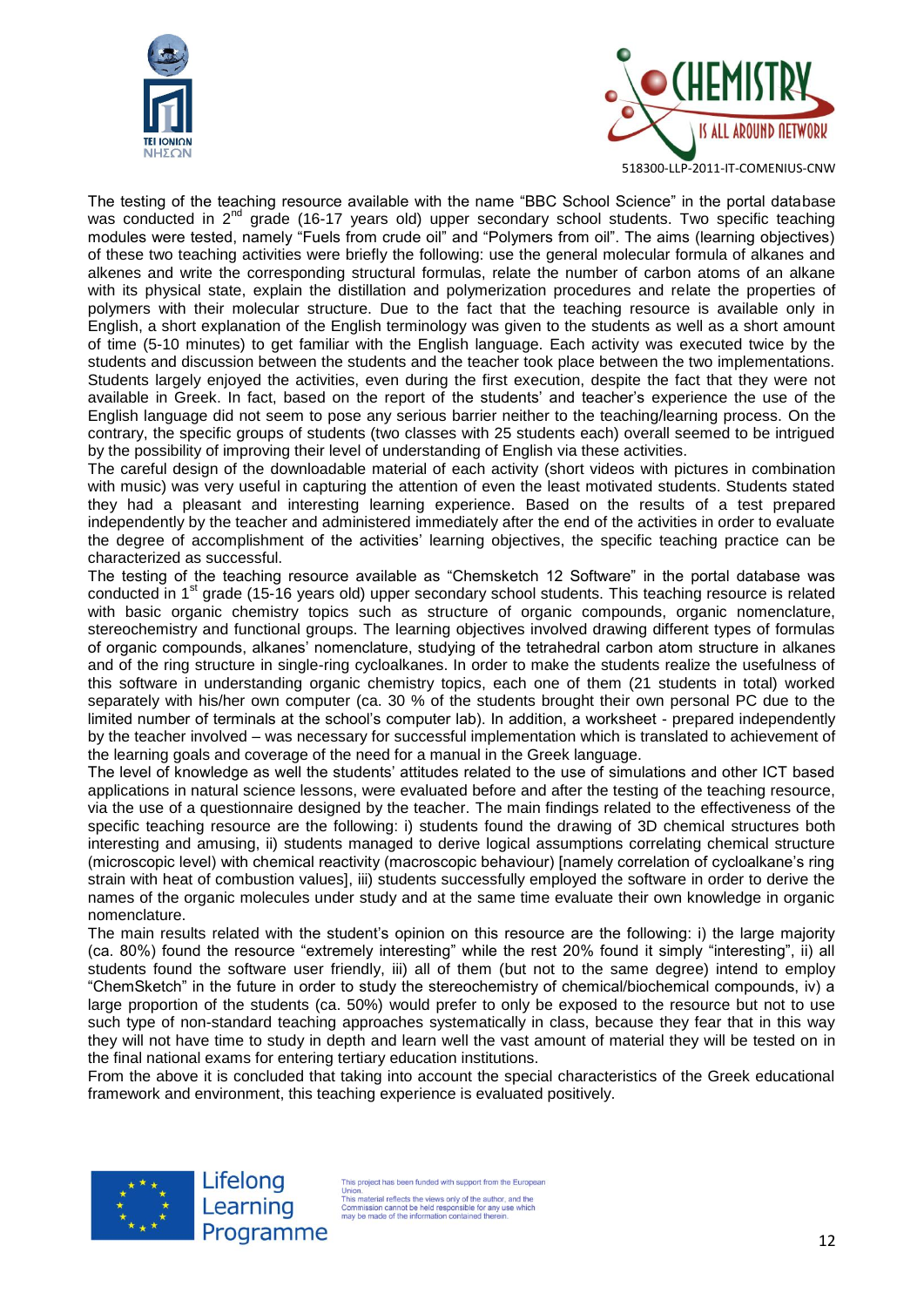The testing of the teaching resource available with the name "BBC School Science" in the portal database was conducted in 2nd grade (16-17 years old) upper secondary school students. Two specific teaching modules were tested, namely "Fuels from crude oil" and "Polymers from oil". The aims (learning objectives) of these two teaching activities were briefly the following: use the general molecular formula of alkanes and alkenes and write the corresponding structural formulas, relate the number of carbon atoms of an alkane with its physical state, explain the distillation and polymerization procedures and relate the properties of polymers with their molecular structure. Due to the fact that the teaching resource is available only in English, a short explanation of the English terminology was given to the students as well as a short amount of time (5-10 minutes) to get familiar with the English language. Each activity was executed twice by the students and discussion between the students and the teacher took place between the two implementations. Students largely enjoyed the activities, even during the first execution, despite the fact that they were not available in Greek. In fact, based on the report of the students' and teacher's experience the use of the English language did not seem to pose any serious barrier neither to the teaching/learning process. On the contrary, the specific groups of students (two classes with 25 students each) overall seemed to be intrigued by the possibility of improving their level of understanding of English via these activities.

The careful design of the downloadable material of each activity (short videos with pictures in combination with music) was very useful in capturing the attention of even the least motivated students. Students stated they had a pleasant and interesting learning experience. Based on the results of a test prepared independently by the teacher and administered immediately after the end of the activities in order to evaluate the degree of accomplishment of the activities' learning objectives, the specific teaching practice can be characterized as successful.

The testing of the teaching resource available as "Chemsketch 12 Software" in the portal database was conducted in 1st grade (15-16 years old) upper secondary school students. This teaching resource is related with basic organic chemistry topics such as structure of organic compounds, organic nomenclature, stereochemistry and functional groups. The learning objectives involved drawing different types of formulas of organic compounds, alkanes' nomenclature, studying of the tetrahedral carbon atom structure in alkanes and of the ring structure in single-ring cycloalkanes. In order to make the students realize the usefulness of this software in understanding organic chemistry topics, each one of them (21 students in total) worked separately with his/her own computer (ca. 30 % of the students brought their own personal PC due to the limited number of terminals at the school's computer lab). In addition, a worksheet - prepared independently by the teacher involved – was necessary for successful implementation which is translated to achievement of the learning goals and coverage of the need for a manual in the Greek language.

The level of knowledge as well the students' attitudes related to the use of simulations and other ICT based applications in natural science lessons, were evaluated before and after the testing of the teaching resource, via the use of a questionnaire designed by the teacher. The main findings related to the effectiveness of the specific teaching resource are the following: i) students found the drawing of 3D chemical structures both interesting and amusing, ii) students managed to derive logical assumptions correlating chemical structure (microscopic level) with chemical reactivity (macroscopic behaviour) [namely correlation of cycloalkane's ring strain with heat of combustion values], iii) students successfully employed the software in order to derive the names of the organic molecules under study and at the same time evaluate their own knowledge in organic nomenclature.

The main results related with the student's opinion on this resource are the following: i) the large majority (ca. 80%) found the resource "extremely interesting" while the rest 20% found it simply "interesting", ii) all students found the software user friendly, iii) all of them (but not to the same degree) intend to employ "ChemSketch" in the future in order to study the stereochemistry of chemical/biochemical compounds, iv) a large proportion of the students (ca. 50%) would prefer to only be exposed to the resource but not to use such type of non-standard teaching approaches systematically in class, because they fear that in this way they will not have time to study in depth and learn well the vast amount of material they will be tested on in the final national exams for entering tertiary education institutions.

From the above it is concluded that taking into account the special characteristics of the Greek educational framework and environment, this teaching experience is evaluated positively.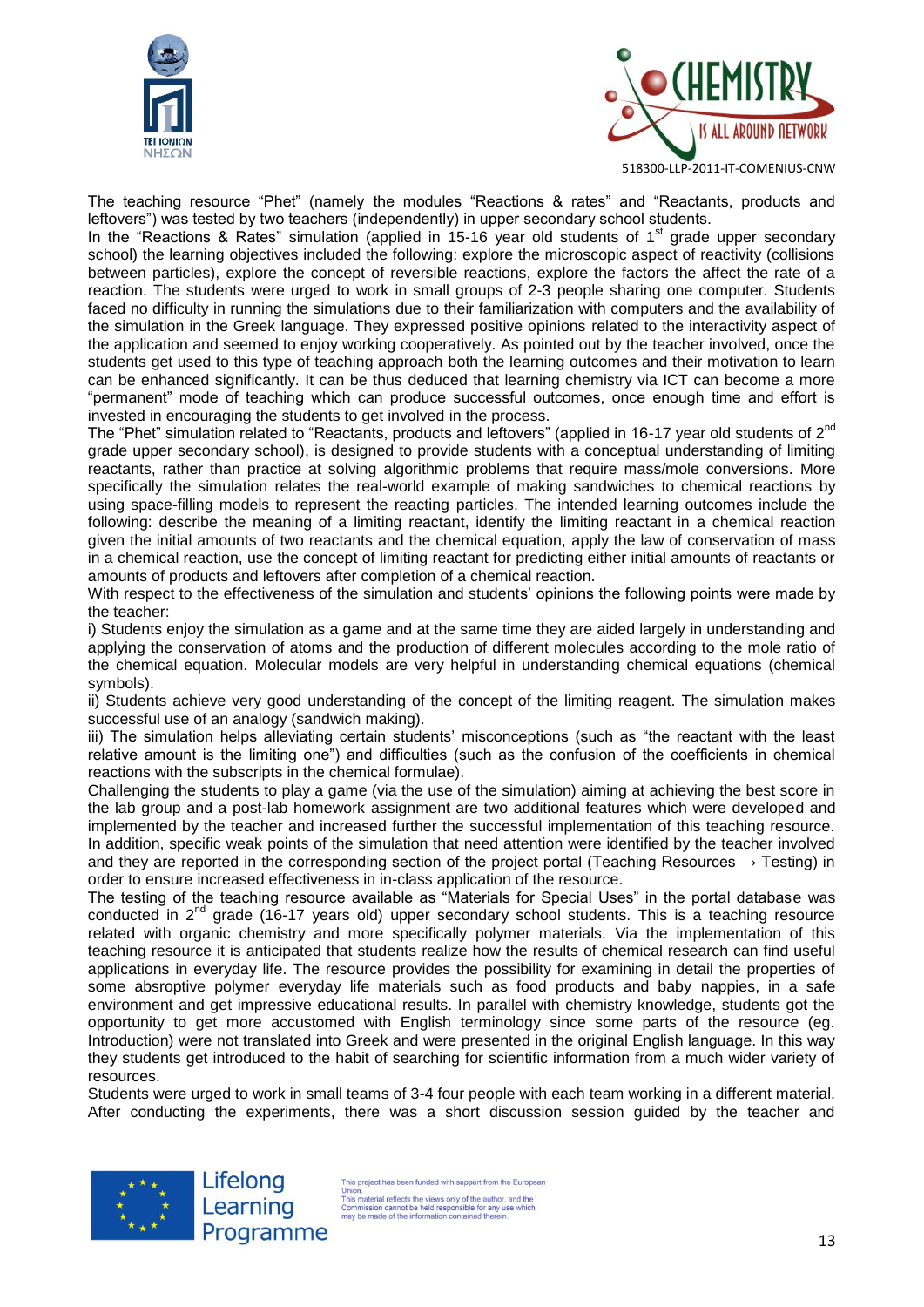The teaching resource "Phet" (namely the modules "Reactions & rates" and "Reactants, products and leftovers") was tested by two teachers (independently) in upper secondary school students.

In the "Reactions & Rates" simulation (applied in 15-16 year old students of 1st grade upper secondary school) the learning objectives included the following: explore the microscopic aspect of reactivity (collisions between particles), explore the concept of reversible reactions, explore the factors the affect the rate of a reaction. The students were urged to work in small groups of 2-3 people sharing one computer. Students faced no difficulty in running the simulations due to their familiarization with computers and the availability of the simulation in the Greek language. They expressed positive opinions related to the interactivity aspect of the application and seemed to enjoy working cooperatively. As pointed out by the teacher involved, once the students get used to this type of teaching approach both the learning outcomes and their motivation to learn can be enhanced significantly. It can be thus deduced that learning chemistry via ICT can become a more "permanent" mode of teaching which can produce successful outcomes, once enough time and effort is invested in encouraging the students to get involved in the process.

The "Phet" simulation related to "Reactants, products and leftovers" (applied in 16-17 year old students of 2nd grade upper secondary school), is designed to provide students with a conceptual understanding of limiting reactants, rather than practice at solving algorithmic problems that require mass/mole conversions. More specifically the simulation relates the real-world example of making sandwiches to chemical reactions by using space-filling models to represent the reacting particles. The intended learning outcomes include the following: describe the meaning of a limiting reactant, identify the limiting reactant in a chemical reaction given the initial amounts of two reactants and the chemical equation, apply the law of conservation of mass in a chemical reaction, use the concept of limiting reactant for predicting either initial amounts of reactants or amounts of products and leftovers after completion of a chemical reaction.

With respect to the effectiveness of the simulation and students' opinions the following points were made by the teacher:

i) Students enjoy the simulation as a game and at the same time they are aided largely in understanding and applying the conservation of atoms and the production of different molecules according to the mole ratio of the chemical equation. Molecular models are very helpful in understanding chemical equations (chemical symbols).

ii) Students achieve very good understanding of the concept of the limiting reagent. The simulation makes successful use of an analogy (sandwich making).

iii) The simulation helps alleviating certain students' misconceptions (such as "the reactant with the least relative amount is the limiting one") and difficulties (such as the confusion of the coefficients in chemical reactions with the subscripts in the chemical formulae).

Challenging the students to play a game (via the use of the simulation) aiming at achieving the best score in the lab group and a post-lab homework assignment are two additional features which were developed and implemented by the teacher and increased further the successful implementation of this teaching resource. In addition, specific weak points of the simulation that need attention were identified by the teacher involved and they are reported in the corresponding section of the project portal (Teaching Resources → Testing) in order to ensure increased effectiveness in in-class application of the resource.

The testing of the teaching resource available as "Materials for Special Uses" in the portal database was conducted in 2nd grade (16-17 years old) upper secondary school students. This is a teaching resource related with organic chemistry and more specifically polymer materials. Via the implementation of this teaching resource it is anticipated that students realize how the results of chemical research can find useful applications in everyday life. The resource provides the possibility for examining in detail the properties of some absroptive polymer everyday life materials such as food products and baby nappies, in a safe environment and get impressive educational results. In parallel with chemistry knowledge, students got the opportunity to get more accustomed with English terminology since some parts of the resource (eg. Introduction) were not translated into Greek and were presented in the original English language. In this way they students get introduced to the habit of searching for scientific information from a much wider variety of resources.

Students were urged to work in small teams of 3-4 four people with each team working in a different material. After conducting the experiments, there was a short discussion session guided by the teacher and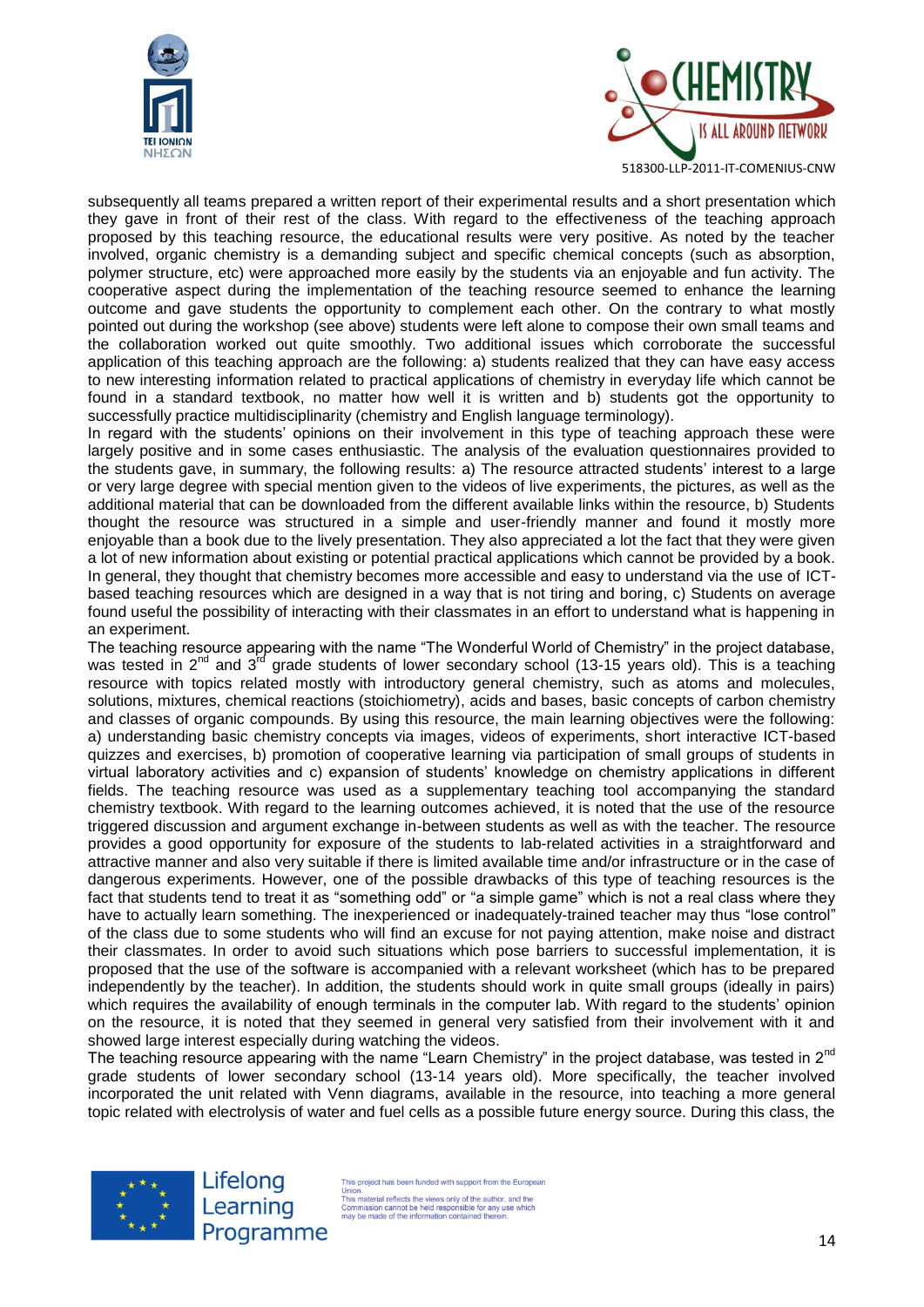subsequently all teams prepared a written report of their experimental results and a short presentation which they gave in front of their rest of the class. With regard to the effectiveness of the teaching approach proposed by this teaching resource, the educational results were very positive. As noted by the teacher involved, organic chemistry is a demanding subject and specific chemical concepts (such as absorption, polymer structure, etc) were approached more easily by the students via an enjoyable and fun activity. The cooperative aspect during the implementation of the teaching resource seemed to enhance the learning outcome and gave students the opportunity to complement each other. On the contrary to what mostly pointed out during the workshop (see above) students were left alone to compose their own small teams and the collaboration worked out quite smoothly. Two additional issues which corroborate the successful application of this teaching approach are the following: a) students realized that they can have easy access to new interesting information related to practical applications of chemistry in everyday life which cannot be found in a standard textbook, no matter how well it is written and b) students got the opportunity to successfully practice multidisciplinarity (chemistry and English language terminology).

In regard with the students' opinions on their involvement in this type of teaching approach these were largely positive and in some cases enthusiastic. The analysis of the evaluation questionnaires provided to the students gave, in summary, the following results: a) The resource attracted students' interest to a large or very large degree with special mention given to the videos of live experiments, the pictures, as well as the additional material that can be downloaded from the different available links within the resource, b) Students thought the resource was structured in a simple and user-friendly manner and found it mostly more enjoyable than a book due to the lively presentation. They also appreciated a lot the fact that they were given a lot of new information about existing or potential practical applications which cannot be provided by a book. In general, they thought that chemistry becomes more accessible and easy to understand via the use of ICT-based teaching resources which are designed in a way that is not tiring and boring, c) Students on average found useful the possibility of interacting with their classmates in an effort to understand what is happening in an experiment.

The teaching resource appearing with the name "The Wonderful World of Chemistry" in the project database, was tested in 2nd and 3rd grade students of lower secondary school (13-15 years old). This is a teaching resource with topics related mostly with introductory general chemistry, such as atoms and molecules, solutions, mixtures, chemical reactions (stoichiometry), acids and bases, basic concepts of carbon chemistry and classes of organic compounds. By using this resource, the main learning objectives were the following: a) understanding basic chemistry concepts via images, videos of experiments, short interactive ICT-based quizzes and exercises, b) promotion of cooperative learning via participation of small groups of students in virtual laboratory activities and c) expansion of students' knowledge on chemistry applications in different fields. The teaching resource was used as a supplementary teaching tool accompanying the standard chemistry textbook. With regard to the learning outcomes achieved, it is noted that the use of the resource triggered discussion and argument exchange in-between students as well as with the teacher. The resource provides a good opportunity for exposure of the students to lab-related activities in a straightforward and attractive manner and also very suitable if there is limited available time and/or infrastructure or in the case of dangerous experiments. However, one of the possible drawbacks of this type of teaching resources is the fact that students tend to treat it as "something odd" or "a simple game" which is not a real class where they have to actually learn something. The inexperienced or inadequately-trained teacher may thus "lose control" of the class due to some students who will find an excuse for not paying attention, make noise and distract their classmates. In order to avoid such situations which pose barriers to successful implementation, it is proposed that the use of the software is accompanied with a relevant worksheet (which has to be prepared independently by the teacher). In addition, the students should work in quite small groups (ideally in pairs) which requires the availability of enough terminals in the computer lab. With regard to the students' opinion on the resource, it is noted that they seemed in general very satisfied from their involvement with it and showed large interest especially during watching the videos.

The teaching resource appearing with the name "Learn Chemistry" in the project database, was tested in 2nd grade students of lower secondary school (13-14 years old). More specifically, the teacher involved incorporated the unit related with Venn diagrams, available in the resource, into teaching a more general topic related with electrolysis of water and fuel cells as a possible future energy source. During this class, the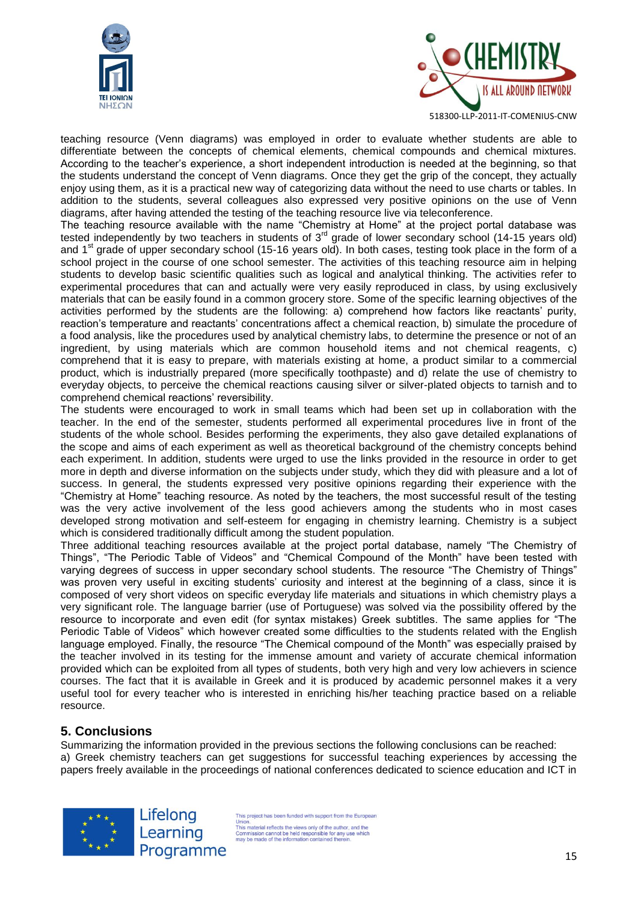teaching resource (Venn diagrams) was employed in order to evaluate whether students are able to differentiate between the concepts of chemical elements, chemical compounds and chemical mixtures. According to the teacher's experience, a short independent introduction is needed at the beginning, so that the students understand the concept of Venn diagrams. Once they get the grip of the concept, they actually enjoy using them, as it is a practical new way of categorizing data without the need to use charts or tables. In addition to the students, several colleagues also expressed very positive opinions on the use of Venn diagrams, after having attended the testing of the teaching resource live via teleconference.

The teaching resource available with the name "Chemistry at Home" at the project portal database was tested independently by two teachers in students of 3rd grade of lower secondary school (14-15 years old) and 1st grade of upper secondary school (15-16 years old). In both cases, testing took place in the form of a school project in the course of one school semester. The activities of this teaching resource aim in helping students to develop basic scientific qualities such as logical and analytical thinking. The activities refer to experimental procedures that can and actually were very easily reproduced in class, by using exclusively materials that can be easily found in a common grocery store. Some of the specific learning objectives of the activities performed by the students are the following: a) comprehend how factors like reactants' purity, reaction's temperature and reactants' concentrations affect a chemical reaction, b) simulate the procedure of a food analysis, like the procedures used by analytical chemistry labs, to determine the presence or not of an ingredient, by using materials which are common household items and not chemical reagents, c) comprehend that it is easy to prepare, with materials existing at home, a product similar to a commercial product, which is industrially prepared (more specifically toothpaste) and d) relate the use of chemistry to everyday objects, to perceive the chemical reactions causing silver or silver-plated objects to tarnish and to comprehend chemical reactions' reversibility.

The students were encouraged to work in small teams which had been set up in collaboration with the teacher. In the end of the semester, students performed all experimental procedures live in front of the students of the whole school. Besides performing the experiments, they also gave detailed explanations of the scope and aims of each experiment as well as theoretical background of the chemistry concepts behind each experiment. In addition, students were urged to use the links provided in the resource in order to get more in depth and diverse information on the subjects under study, which they did with pleasure and a lot of success. In general, the students expressed very positive opinions regarding their experience with the "Chemistry at Home" teaching resource. As noted by the teachers, the most successful result of the testing was the very active involvement of the less good achievers among the students who in most cases developed strong motivation and self-esteem for engaging in chemistry learning. Chemistry is a subject which is considered traditionally difficult among the student population.

Three additional teaching resources available at the project portal database, namely "The Chemistry of Things", "The Periodic Table of Videos" and "Chemical Compound of the Month" have been tested with varying degrees of success in upper secondary school students. The resource "The Chemistry of Things" was proven very useful in exciting students' curiosity and interest at the beginning of a class, since it is composed of very short videos on specific everyday life materials and situations in which chemistry plays a very significant role. The language barrier (use of Portuguese) was solved via the possibility offered by the resource to incorporate and even edit (for syntax mistakes) Greek subtitles. The same applies for "The Periodic Table of Videos" which however created some difficulties to the students related with the English language employed. Finally, the resource "The Chemical compound of the Month" was especially praised by the teacher involved in its testing for the immense amount and variety of accurate chemical information provided which can be exploited from all types of students, both very high and very low achievers in science courses. The fact that it is available in Greek and it is produced by academic personnel makes it a very useful tool for every teacher who is interested in enriching his/her teaching practice based on a reliable resource.

## 5. Conclusions

Summarizing the information provided in the previous sections the following conclusions can be reached:

a) Greek chemistry teachers can get suggestions for successful teaching experiences by accessing the papers freely available in the proceedings of national conferences dedicated to science education and ICT in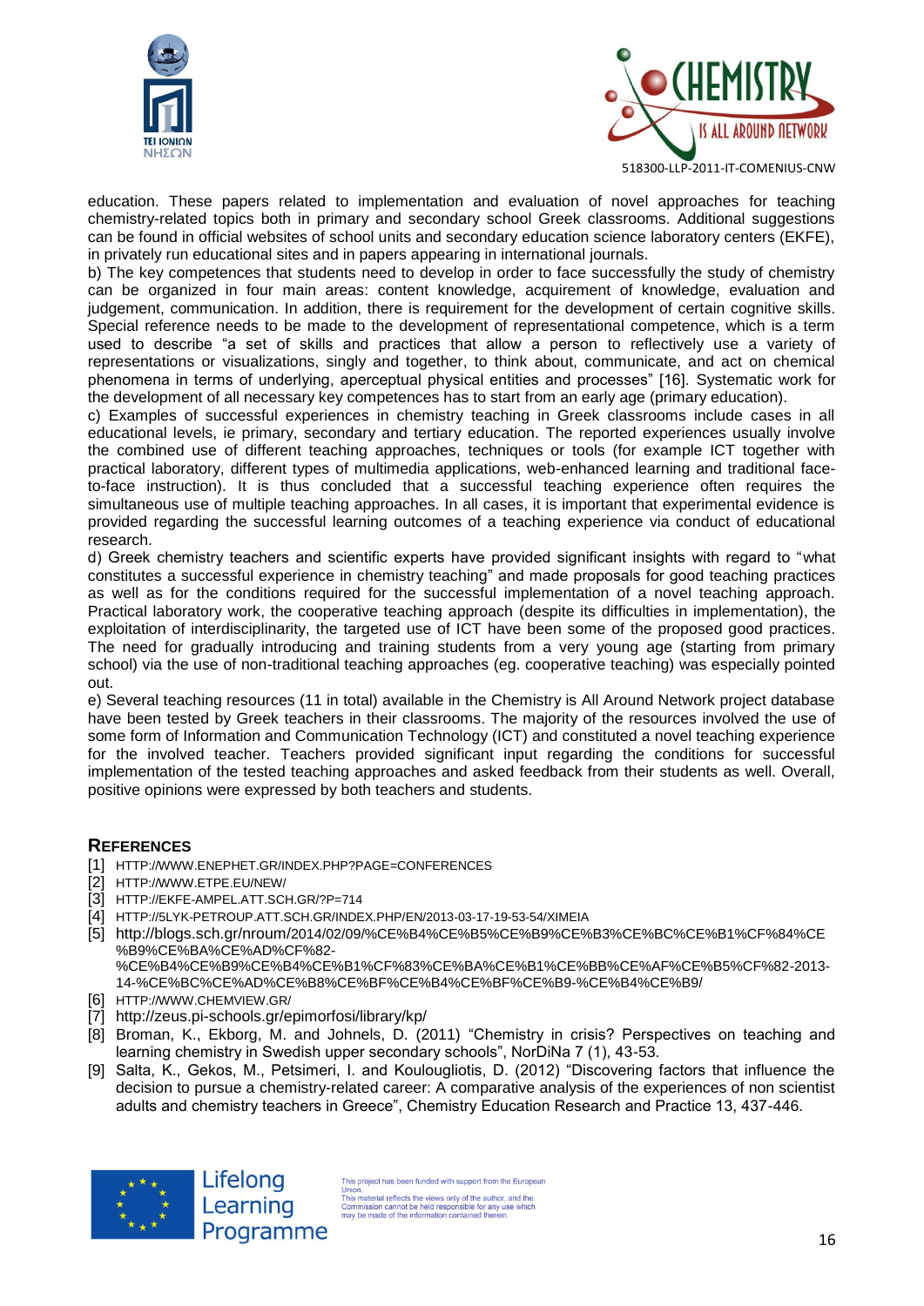education. These papers related to implementation and evaluation of novel approaches for teaching chemistry-related topics both in primary and secondary school Greek classrooms. Additional suggestions can be found in official websites of school units and secondary education science laboratory centers (EKFE), in privately run educational sites and in papers appearing in international journals.

b) The key competences that students need to develop in order to face successfully the study of chemistry can be organized in four main areas: content knowledge, acquirement of knowledge, evaluation and judgement, communication. In addition, there is requirement for the development of certain cognitive skills. Special reference needs to be made to the development of representational competence, which is a term used to describe "a set of skills and practices that allow a person to reflectively use a variety of representations or visualizations, singly and together, to think about, communicate, and act on chemical phenomena in terms of underlying, aperceptual physical entities and processes" [16]. Systematic work for the development of all necessary key competences has to start from an early age (primary education).

c) Examples of successful experiences in chemistry teaching in Greek classrooms include cases in all educational levels, ie primary, secondary and tertiary education. The reported experiences usually involve the combined use of different teaching approaches, techniques or tools (for example ICT together with practical laboratory, different types of multimedia applications, web-enhanced learning and traditional face-to-face instruction). It is thus concluded that a successful teaching experience often requires the simultaneous use of multiple teaching approaches. In all cases, it is important that experimental evidence is provided regarding the successful learning outcomes of a teaching experience via conduct of educational research.

d) Greek chemistry teachers and scientific experts have provided significant insights with regard to "what constitutes a successful experience in chemistry teaching" and made proposals for good teaching practices as well as for the conditions required for the successful implementation of a novel teaching approach. Practical laboratory work, the cooperative teaching approach (despite its difficulties in implementation), the exploitation of interdisciplinarity, the targeted use of ICT have been some of the proposed good practices. The need for gradually introducing and training students from a very young age (starting from primary school) via the use of non-traditional teaching approaches (eg. cooperative teaching) was especially pointed out.

e) Several teaching resources (11 in total) available in the Chemistry is All Around Network project database have been tested by Greek teachers in their classrooms. The majority of the resources involved the use of some form of Information and Communication Technology (ICT) and constituted a novel teaching experience for the involved teacher. Teachers provided significant input regarding the conditions for successful implementation of the tested teaching approaches and asked feedback from their students as well. Overall, positive opinions were expressed by both teachers and students.

## REFERENCES

[1] HTTP://WWW.ENEPHET.GR/INDEX.PHP?PAGE=CONFERENCES

[2] HTTP://WWW.ETPE.EU/NEW/

[3] HTTP://EKFE-AMPEL.ATT.SCH.GR/?P=714

[4] HTTP://5LYK-PETROUP.ATT.SCH.GR/INDEX.PHP/EN/2013-03-17-19-53-54/XIMEIA

[5] http://blogs.sch.gr/nroum/2014/02/09/%CE%B4%CE%B5%CE%B9%CE%B3%CE%BC%CE%B1%CF%84%CE%B9%CE%BA%CE%AD%CF%82-%CE%B4%CE%B9%CE%B4%CE%B1%CF%83%CE%BA%CE%B1%CE%BB%CE%AF%CE%B5%CF%82-2013-14-%CE%BC%CE%AD%CE%B8%CE%BF%CE%B4%CE%BF%CE%B9-%CE%B4%CE%B9/

[6] HTTP://WWW.CHEMVIEW.GR/

[7] http://zeus.pi-schools.gr/epimorfosi/library/kp/

[8] Broman, K., Ekborg, M. and Johnels, D. (2011) "Chemistry in crisis? Perspectives on teaching and learning chemistry in Swedish upper secondary schools", NorDiNa 7 (1), 43-53.

[9] Salta, K., Gekos, M., Petsimeri, I. and Koulougliotis, D. (2012) "Discovering factors that influence the decision to pursue a chemistry-related career: A comparative analysis of the experiences of non scientist adults and chemistry teachers in Greece", Chemistry Education Research and Practice 13, 437-446.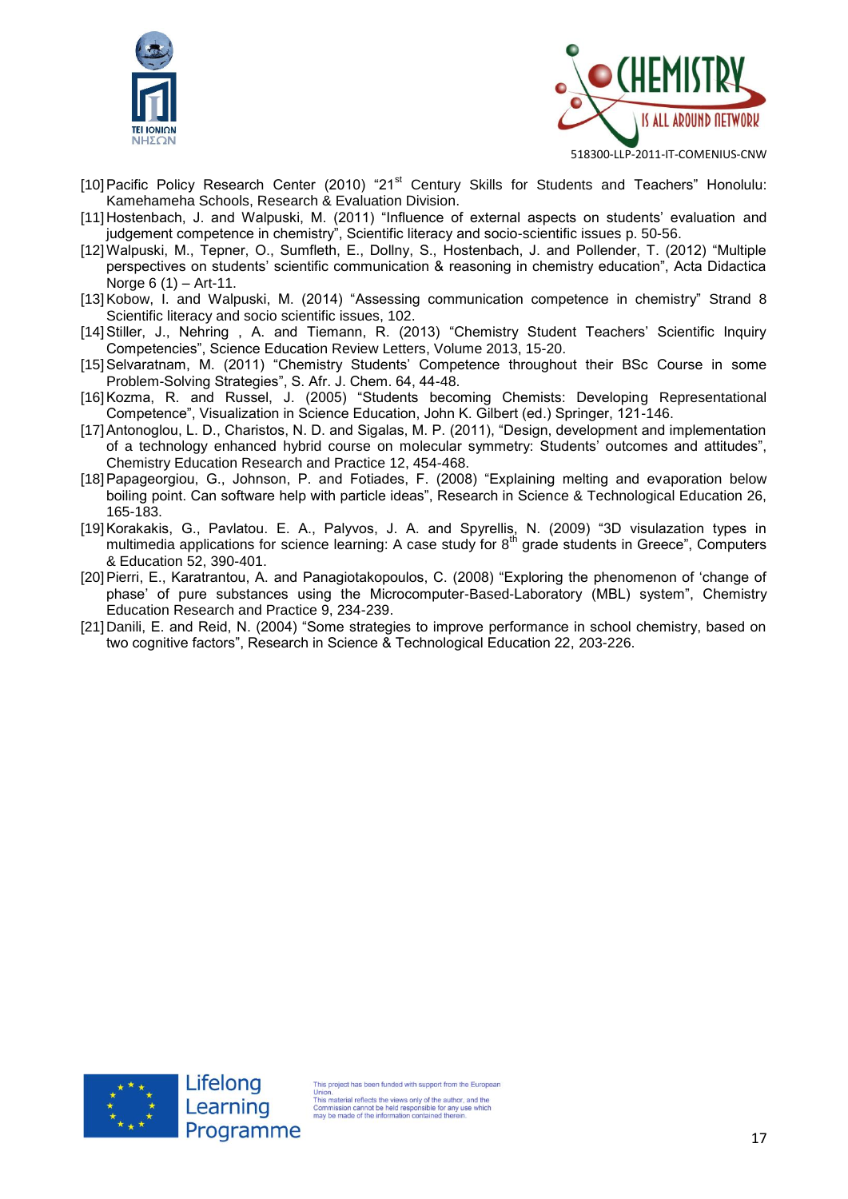[10] Pacific Policy Research Center (2010) "21st Century Skills for Students and Teachers" Honolulu: Kamehameha Schools, Research & Evaluation Division.

[11] Hostenbach, J. and Walpuski, M. (2011) "Influence of external aspects on students' evaluation and judgement competence in chemistry", Scientific literacy and socio-scientific issues p. 50-56.

[12] Walpuski, M., Tepner, O., Sumfleth, E., Dollny, S., Hostenbach, J. and Pollender, T. (2012) "Multiple perspectives on students' scientific communication & reasoning in chemistry education", Acta Didactica Norge 6 (1) – Art-11.

[13] Kobow, I. and Walpuski, M. (2014) "Assessing communication competence in chemistry" Strand 8 Scientific literacy and socio scientific issues, 102.

[14] Stiller, J., Nehring , A. and Tiemann, R. (2013) "Chemistry Student Teachers' Scientific Inquiry Competencies", Science Education Review Letters, Volume 2013, 15-20.

[15] Selvaratnam, M. (2011) "Chemistry Students' Competence throughout their BSc Course in some Problem-Solving Strategies", S. Afr. J. Chem. 64, 44-48.

[16] Kozma, R. and Russel, J. (2005) "Students becoming Chemists: Developing Representational Competence", Visualization in Science Education, John K. Gilbert (ed.) Springer, 121-146.

[17] Antonoglou, L. D., Charistos, N. D. and Sigalas, M. P. (2011), "Design, development and implementation of a technology enhanced hybrid course on molecular symmetry: Students' outcomes and attitudes", Chemistry Education Research and Practice 12, 454-468.

[18] Papageorgiou, G., Johnson, P. and Fotiades, F. (2008) "Explaining melting and evaporation below boiling point. Can software help with particle ideas", Research in Science & Technological Education 26, 165-183.

[19] Korakakis, G., Pavlatou. E. A., Palyvos, J. A. and Spyrellis, N. (2009) "3D visulazation types in multimedia applications for science learning: A case study for 8th grade students in Greece", Computers & Education 52, 390-401.

[20] Pierri, E., Karatrantou, A. and Panagiotakopoulos, C. (2008) "Exploring the phenomenon of 'change of phase' of pure substances using the Microcomputer-Based-Laboratory (MBL) system", Chemistry Education Research and Practice 9, 234-239.

[21] Danili, E. and Reid, N. (2004) "Some strategies to improve performance in school chemistry, based on two cognitive factors", Research in Science & Technological Education 22, 203-226.